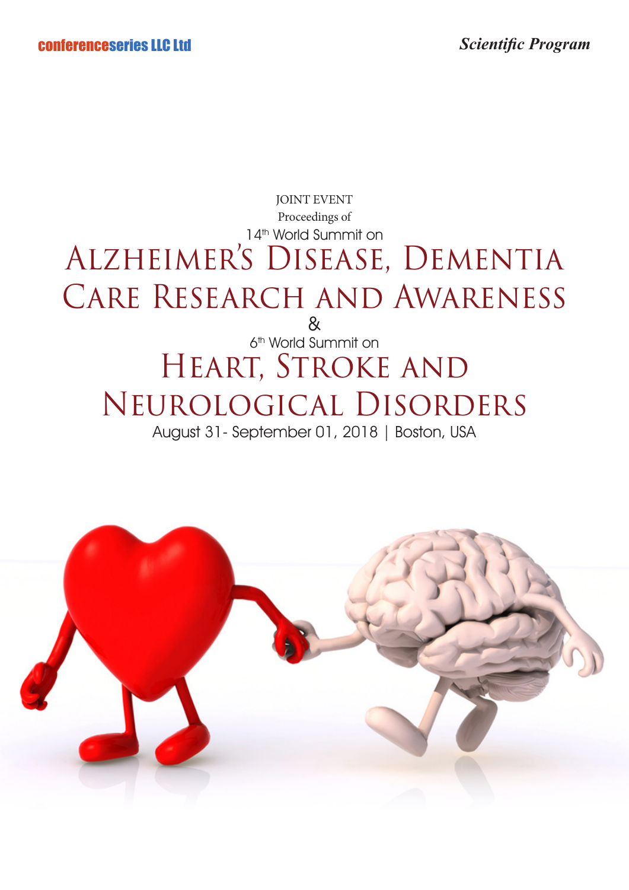conferenceseries LLC Ltd

*Scientific Program*

JOINT EVENT

Proceedings of

14th World Summit on

# Alzheimer's Disease, Dementia Care Research and Awareness

&

6th World Summit on

# Heart, Stroke and Neurological Disorders

August 31- September 01, 2018 | Boston, USA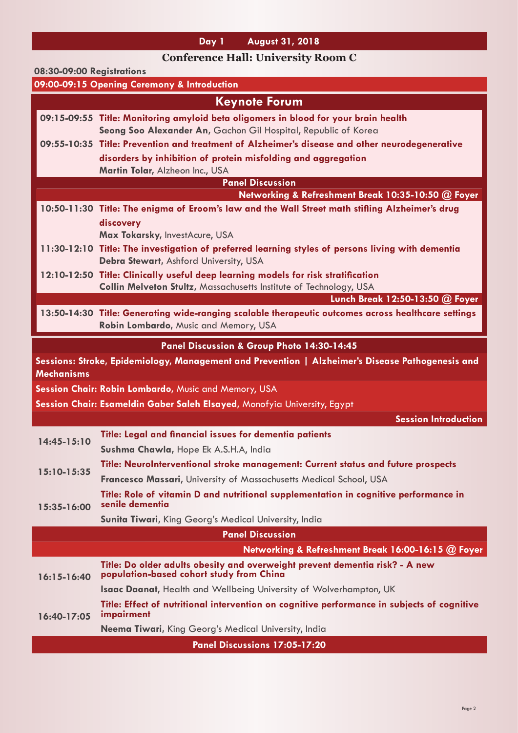## Day 1 August 31, 2018

### Conference Hall: University Room C

**08:30-09:00 Registrations**

**09:00-09:15 Opening Ceremony & Introduction**

## Keynote Forum

**09:15-09:55 Title: Monitoring amyloid beta oligomers in blood for your brain health**
**Seong Soo Alexander An,** Gachon Gil Hospital, Republic of Korea

**09:55-10:35 Title: Prevention and treatment of Alzheimer's disease and other neurodegenerative disorders by inhibition of protein misfolding and aggregation**
**Martin Tolar,** Alzheon Inc., USA

**Panel Discussion**

**Networking & Refreshment Break 10:35-10:50 @ Foyer**

**10:50-11:30 Title: The enigma of Eroom's law and the Wall Street math stifling Alzheimer's drug discovery**
**Max Tokarsky,** InvestAcure, USA

**11:30-12:10 Title: The investigation of preferred learning styles of persons living with dementia**
**Debra Stewart,** Ashford University, USA

**12:10-12:50 Title: Clinically useful deep learning models for risk stratification**
**Collin Melveton Stultz,** Massachusetts Institute of Technology, USA

**Lunch Break 12:50-13:50 @ Foyer**

**13:50-14:30 Title: Generating wide-ranging scalable therapeutic outcomes across healthcare settings**
**Robin Lombardo,** Music and Memory, USA

**Panel Discussion & Group Photo 14:30-14:45**

**Sessions: Stroke, Epidemiology, Management and Prevention | Alzheimer's Disease Pathogenesis and Mechanisms**

**Session Chair: Robin Lombardo,** Music and Memory, USA

**Session Chair: Esameldin Gaber Saleh Elsayed,** Monofyia University, Egypt

**Session Introduction**

**14:45-15:10** **Title: Legal and financial issues for dementia patients**
**Sushma Chawla,** Hope Ek A.S.H.A, India

**15:10-15:35** **Title: NeuroInterventional stroke management: Current status and future prospects**
**Francesco Massari,** University of Massachusetts Medical School, USA

**15:35-16:00** **Title: Role of vitamin D and nutritional supplementation in cognitive performance in senile dementia**
**Sunita Tiwari,** King Georg's Medical University, India

**Panel Discussion**

**Networking & Refreshment Break 16:00-16:15 @ Foyer**

**16:15-16:40** **Title: Do older adults obesity and overweight prevent dementia risk? - A new population-based cohort study from China**
**Isaac Daanat,** Health and Wellbeing University of Wolverhampton, UK

**16:40-17:05** **Title: Effect of nutritional intervention on cognitive performance in subjects of cognitive impairment**
**Neema Tiwari,** King Georg's Medical University, India

**Panel Discussions 17:05-17:20**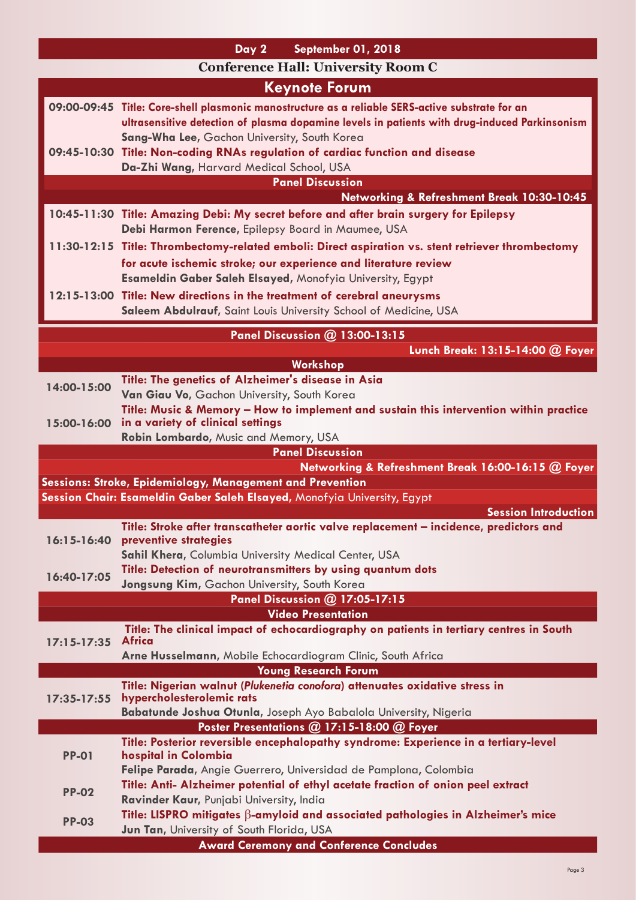## Day 2 September 01, 2018

### Conference Hall: University Room C

## Keynote Forum

**09:00-09:45** **Title: Core-shell plasmonic manostructure as a reliable SERS-active substrate for an ultrasensitive detection of plasma dopamine levels in patients with drug-induced Parkinsonism**
**Sang-Wha Lee**, Gachon University, South Korea

**09:45-10:30** **Title: Non-coding RNAs regulation of cardiac function and disease**
**Da-Zhi Wang**, Harvard Medical School, USA

**Panel Discussion**

**Networking & Refreshment Break 10:30-10:45**

**10:45-11:30** **Title: Amazing Debi: My secret before and after brain surgery for Epilepsy**
**Debi Harmon Ference**, Epilepsy Board in Maumee, USA

**11:30-12:15** **Title: Thrombectomy-related emboli: Direct aspiration vs. stent retriever thrombectomy for acute ischemic stroke; our experience and literature review**
**Esameldin Gaber Saleh Elsayed**, Monofyia University, Egypt

**12:15-13:00** **Title: New directions in the treatment of cerebral aneurysms**
**Saleem Abdulrauf**, Saint Louis University School of Medicine, USA

**Panel Discussion @ 13:00-13:15**

**Lunch Break: 13:15-14:00 @ Foyer**

## Workshop

**14:00-15:00** **Title: The genetics of Alzheimer's disease in Asia**
**Van Giau Vo**, Gachon University, South Korea

**15:00-16:00** **Title: Music & Memory – How to implement and sustain this intervention within practice in a variety of clinical settings**
**Robin Lombardo**, Music and Memory, USA

**Panel Discussion**

**Networking & Refreshment Break 16:00-16:15 @ Foyer**

**Sessions: Stroke, Epidemiology, Management and Prevention**

**Session Chair: Esameldin Gaber Saleh Elsayed**, Monofyia University, Egypt

**Session Introduction**

**16:15-16:40** **Title: Stroke after transcatheter aortic valve replacement – incidence, predictors and preventive strategies**
**Sahil Khera**, Columbia University Medical Center, USA

**16:40-17:05** **Title: Detection of neurotransmitters by using quantum dots**
**Jongsung Kim**, Gachon University, South Korea

**Panel Discussion @ 17:05-17:15**

## Video Presentation

**17:15-17:35** **Title: The clinical impact of echocardiography on patients in tertiary centres in South Africa**
**Arne Husselmann**, Mobile Echocardiogram Clinic, South Africa

## Young Research Forum

**17:35-17:55** **Title: Nigerian walnut (*Plukenetia conofora*) attenuates oxidative stress in hypercholesterolemic rats**
**Babatunde Joshua Otunla**, Joseph Ayo Babalola University, Nigeria

## Poster Presentations @ 17:15-18:00 @ Foyer

**PP-01** **Title: Posterior reversible encephalopathy syndrome: Experience in a tertiary-level hospital in Colombia**
**Felipe Parada**, Angie Guerrero, Universidad de Pamplona, Colombia

**PP-02** **Title: Anti- Alzheimer potential of ethyl acetate fraction of onion peel extract**
**Ravinder Kaur**, Punjabi University, India

**PP-03** **Title: LISPRO mitigates β-amyloid and associated pathologies in Alzheimer's mice**
**Jun Tan**, University of South Florida, USA

**Award Ceremony and Conference Concludes**